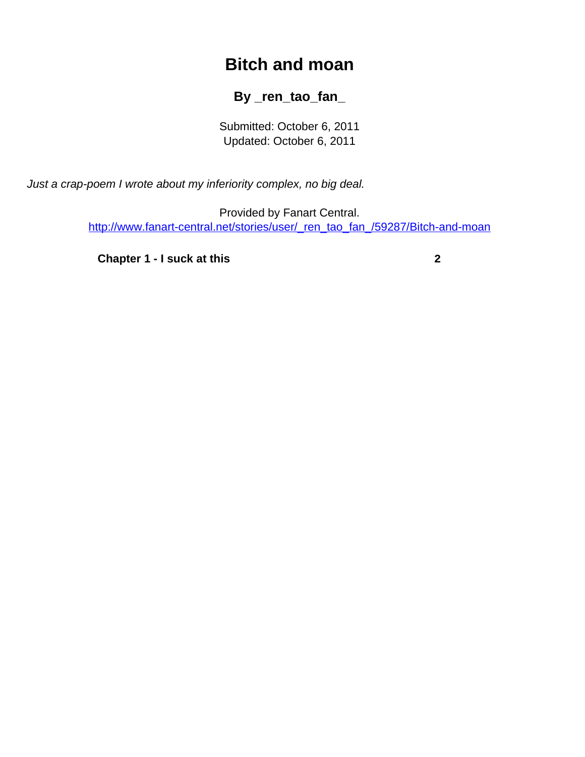# Bitch and moan

### By _ren_tao_fan_

Submitted: October 6, 2011
Updated: October 6, 2011

*Just a crap-poem I wrote about my inferiority complex, no big deal.*

Provided by Fanart Central.
http://www.fanart-central.net/stories/user/_ren_tao_fan_/59287/Bitch-and-moan

**Chapter 1 - I suck at this** **2**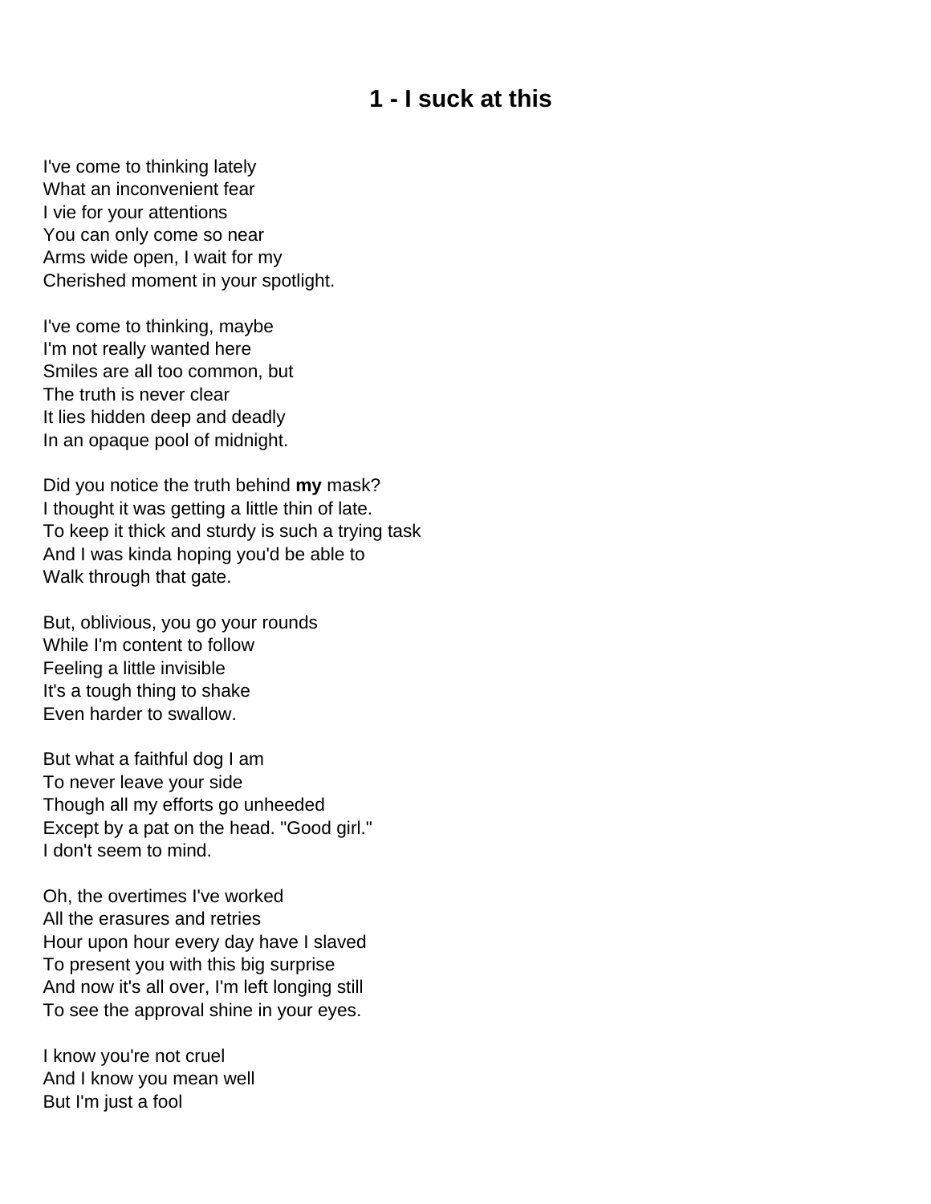# 1 - I suck at this

I've come to thinking lately
What an inconvenient fear
I vie for your attentions
You can only come so near
Arms wide open, I wait for my
Cherished moment in your spotlight.

I've come to thinking, maybe
I'm not really wanted here
Smiles are all too common, but
The truth is never clear
It lies hidden deep and deadly
In an opaque pool of midnight.

Did you notice the truth behind **my** mask?
I thought it was getting a little thin of late.
To keep it thick and sturdy is such a trying task
And I was kinda hoping you'd be able to
Walk through that gate.

But, oblivious, you go your rounds
While I'm content to follow
Feeling a little invisible
It's a tough thing to shake
Even harder to swallow.

But what a faithful dog I am
To never leave your side
Though all my efforts go unheeded
Except by a pat on the head. "Good girl."
I don't seem to mind.

Oh, the overtimes I've worked
All the erasures and retries
Hour upon hour every day have I slaved
To present you with this big surprise
And now it's all over, I'm left longing still
To see the approval shine in your eyes.

I know you're not cruel
And I know you mean well
But I'm just a fool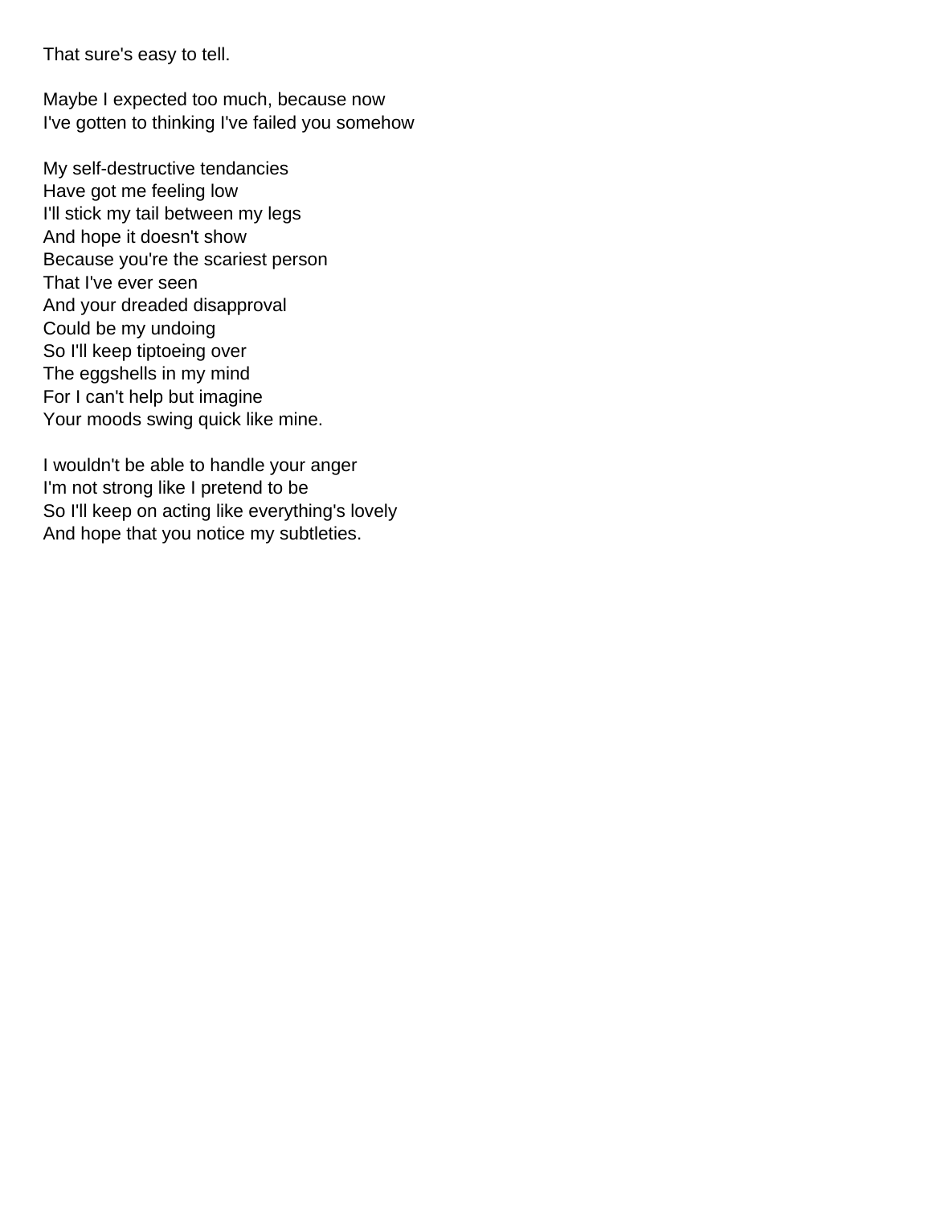That sure's easy to tell.

Maybe I expected too much, because now  
I've gotten to thinking I've failed you somehow

My self-destructive tendancies  
Have got me feeling low  
I'll stick my tail between my legs  
And hope it doesn't show  
Because you're the scariest person  
That I've ever seen  
And your dreaded disapproval  
Could be my undoing  
So I'll keep tiptoeing over  
The eggshells in my mind  
For I can't help but imagine  
Your moods swing quick like mine.

I wouldn't be able to handle your anger  
I'm not strong like I pretend to be  
So I'll keep on acting like everything's lovely  
And hope that you notice my subtleties.